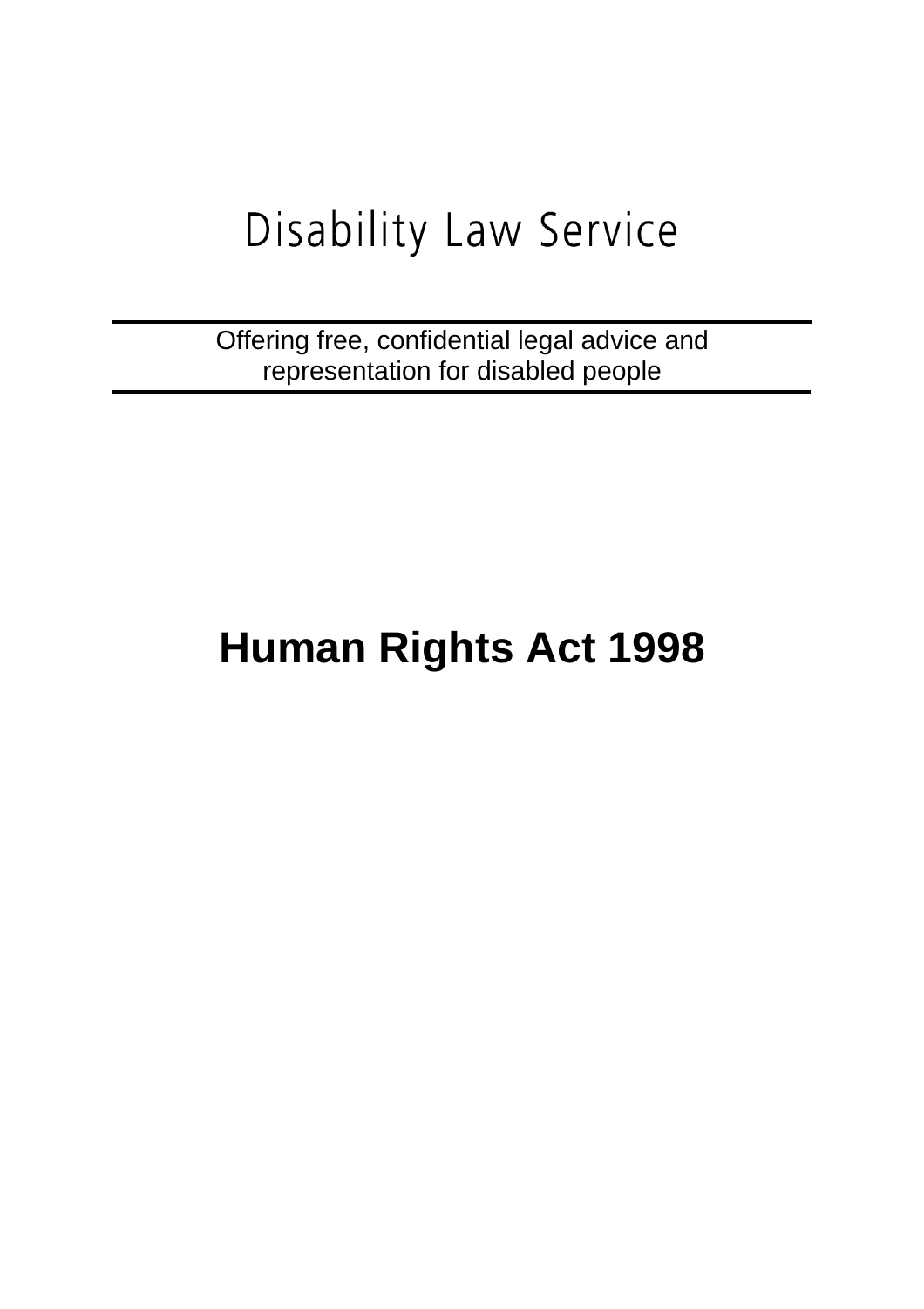# Disability Law Service

Offering free, confidential legal advice and representation for disabled people

# **Human Rights Act 1998**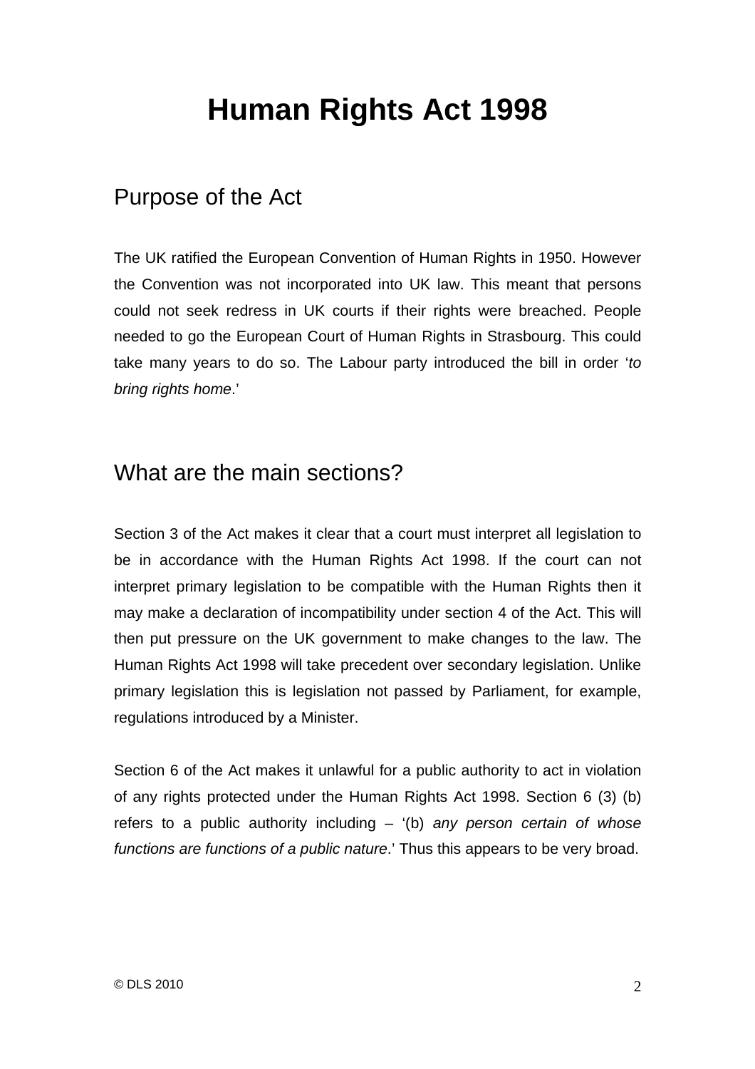# Human Rights Act 1998

## Purpose of the Act

The UK ratified the European Convention of Human Rights in 1950. However the Convention was not incorporated into UK law. This meant that persons could not seek redress in UK courts if their rights were breached. People needed to go the European Court of Human Rights in Strasbourg. This could take many years to do so. The Labour party introduced the bill in order '*to bring rights home*.'

## What are the main sections?

Section 3 of the Act makes it clear that a court must interpret all legislation to be in accordance with the Human Rights Act 1998. If the court can not interpret primary legislation to be compatible with the Human Rights then it may make a declaration of incompatibility under section 4 of the Act. This will then put pressure on the UK government to make changes to the law. The Human Rights Act 1998 will take precedent over secondary legislation. Unlike primary legislation this is legislation not passed by Parliament, for example, regulations introduced by a Minister.

Section 6 of the Act makes it unlawful for a public authority to act in violation of any rights protected under the Human Rights Act 1998. Section 6 (3) (b) refers to a public authority including – '(b) *any person certain of whose functions are functions of a public nature*.' Thus this appears to be very broad.

© DLS 2010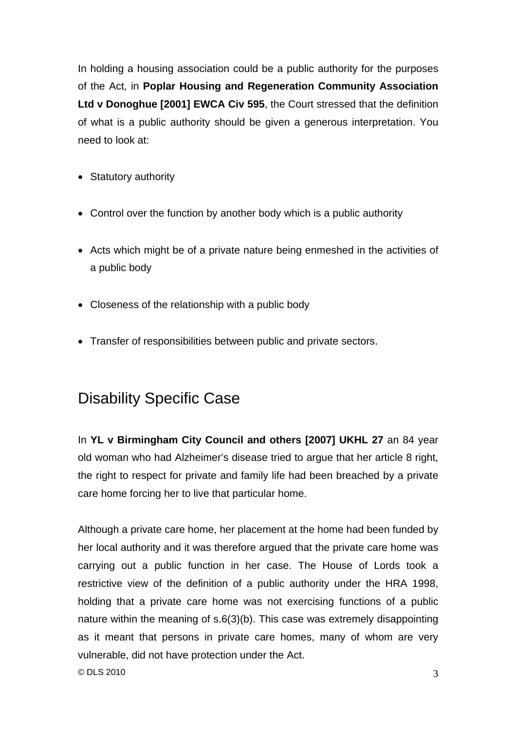In holding a housing association could be a public authority for the purposes of the Act, in **Poplar Housing and Regeneration Community Association Ltd v Donoghue [2001] EWCA Civ 595**, the Court stressed that the definition of what is a public authority should be given a generous interpretation. You need to look at:

- Statutory authority
- Control over the function by another body which is a public authority
- Acts which might be of a private nature being enmeshed in the activities of a public body
- Closeness of the relationship with a public body
- Transfer of responsibilities between public and private sectors.

## Disability Specific Case

In **YL v Birmingham City Council and others [2007] UKHL 27** an 84 year old woman who had Alzheimer's disease tried to argue that her article 8 right, the right to respect for private and family life had been breached by a private care home forcing her to live that particular home.

Although a private care home, her placement at the home had been funded by her local authority and it was therefore argued that the private care home was carrying out a public function in her case. The House of Lords took a restrictive view of the definition of a public authority under the HRA 1998, holding that a private care home was not exercising functions of a public nature within the meaning of s.6(3)(b). This case was extremely disappointing as it meant that persons in private care homes, many of whom are very vulnerable, did not have protection under the Act.

© DLS 2010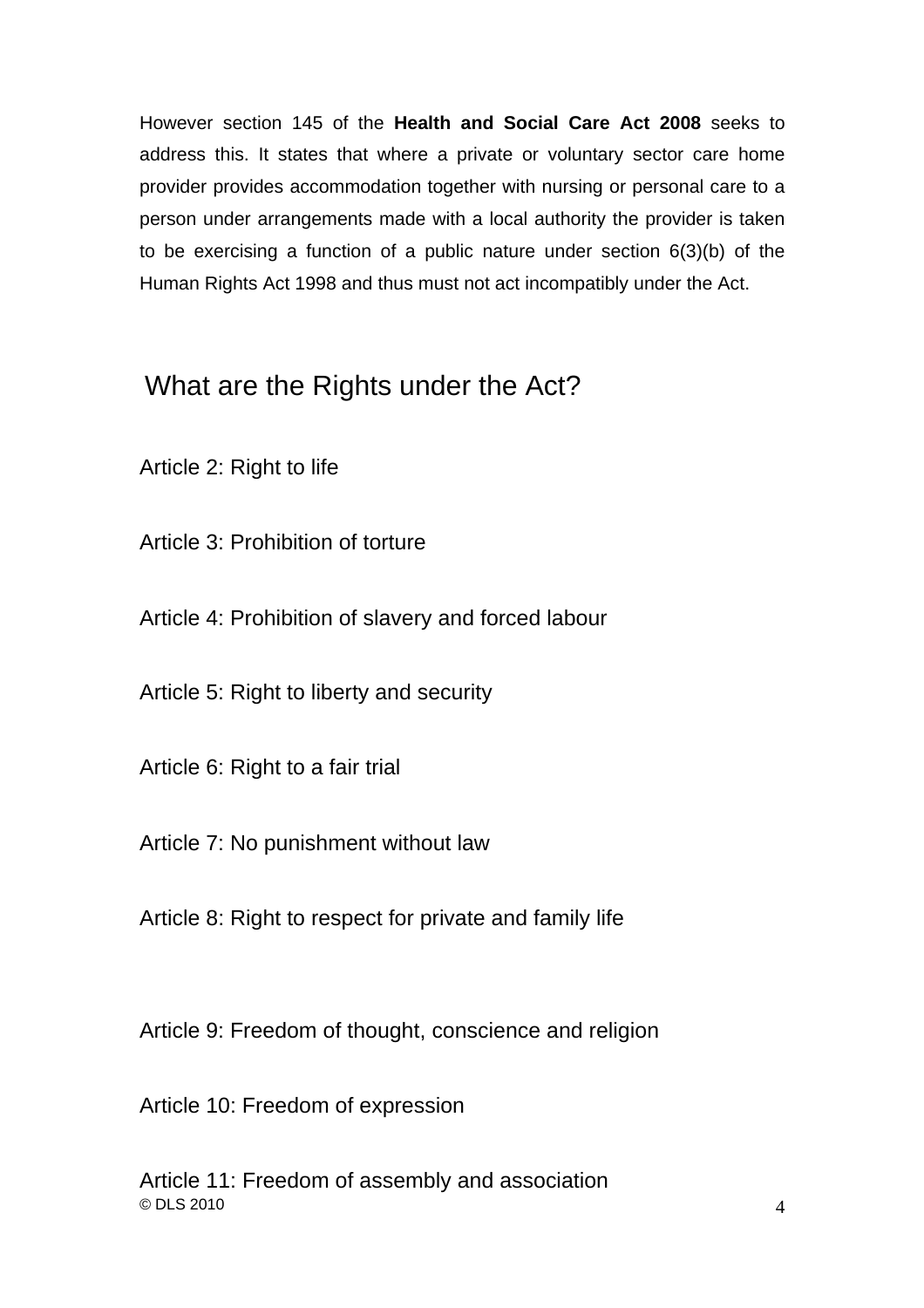However section 145 of the **Health and Social Care Act 2008** seeks to address this. It states that where a private or voluntary sector care home provider provides accommodation together with nursing or personal care to a person under arrangements made with a local authority the provider is taken to be exercising a function of a public nature under section 6(3)(b) of the Human Rights Act 1998 and thus must not act incompatibly under the Act.

## What are the Rights under the Act?

Article 2: Right to life

Article 3: Prohibition of torture

Article 4: Prohibition of slavery and forced labour

Article 5: Right to liberty and security

Article 6: Right to a fair trial

Article 7: No punishment without law

Article 8: Right to respect for private and family life

Article 9: Freedom of thought, conscience and religion

Article 10: Freedom of expression

Article 11: Freedom of assembly and association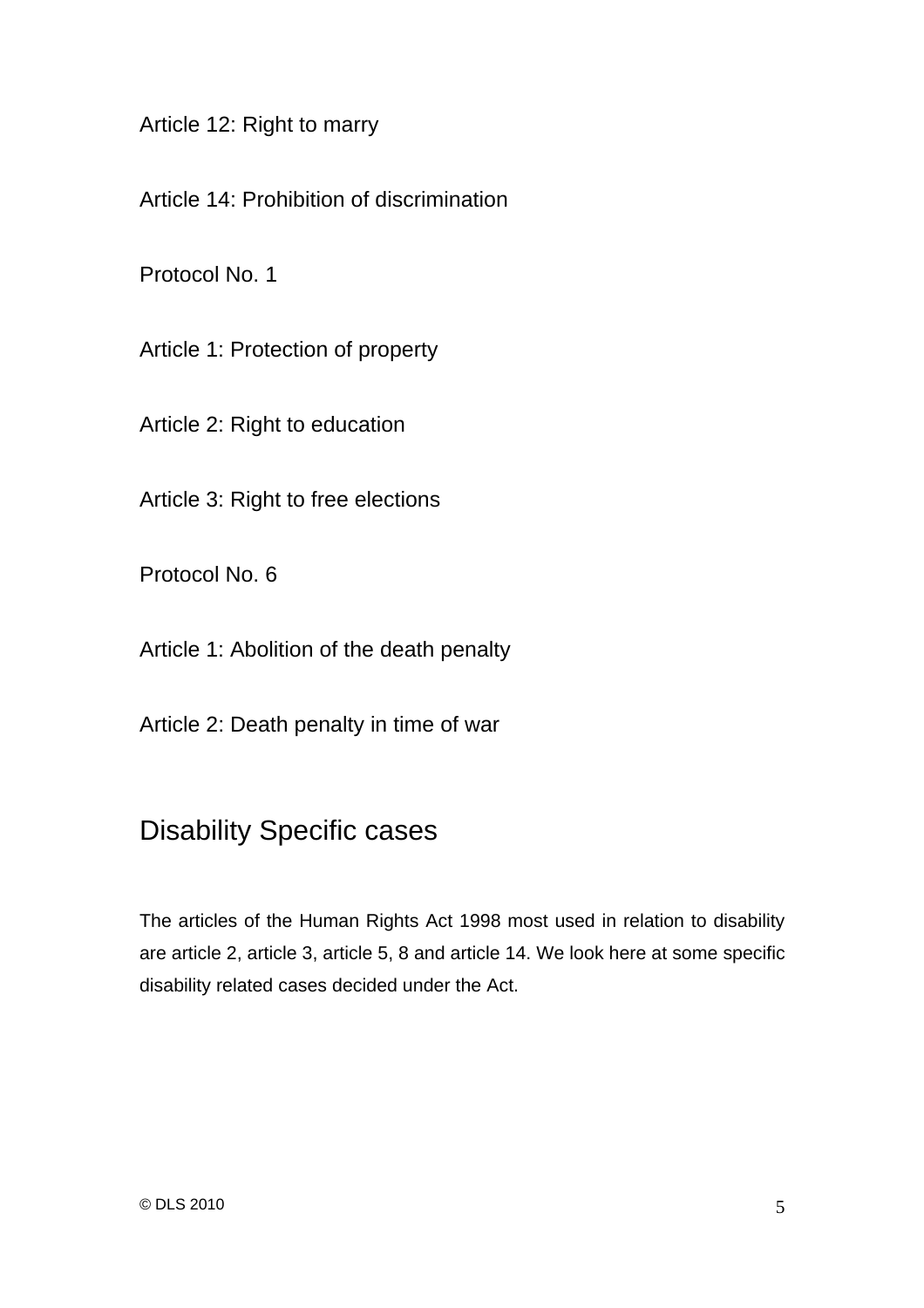Article 12: Right to marry

Article 14: Prohibition of discrimination

Protocol No. 1

Article 1: Protection of property

Article 2: Right to education

Article 3: Right to free elections

Protocol No. 6

Article 1: Abolition of the death penalty

Article 2: Death penalty in time of war

## Disability Specific cases

The articles of the Human Rights Act 1998 most used in relation to disability are article 2, article 3, article 5, 8 and article 14. We look here at some specific disability related cases decided under the Act.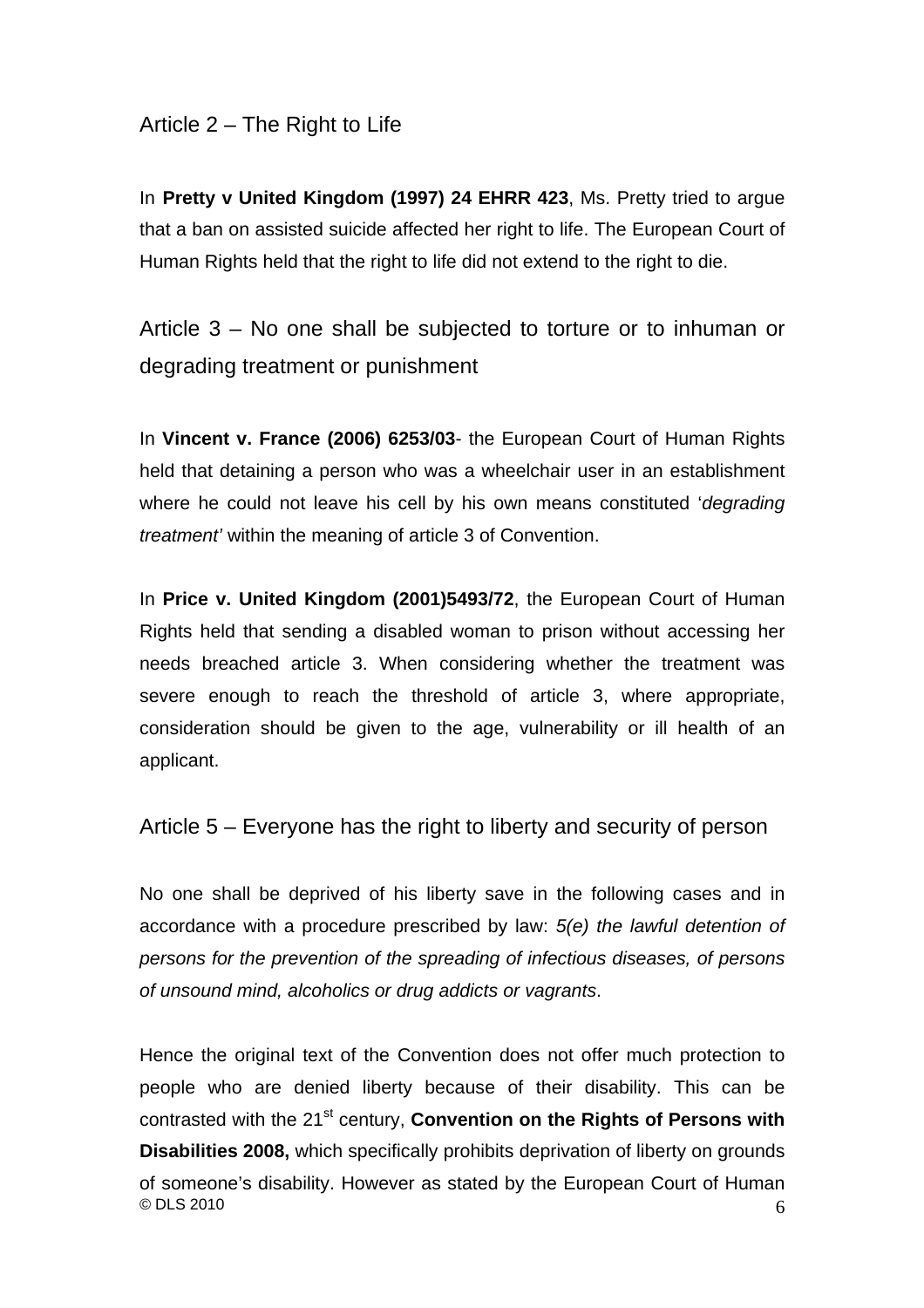## Article 2 – The Right to Life

In **Pretty v United Kingdom (1997) 24 EHRR 423**, Ms. Pretty tried to argue that a ban on assisted suicide affected her right to life. The European Court of Human Rights held that the right to life did not extend to the right to die.

## Article 3 – No one shall be subjected to torture or to inhuman or degrading treatment or punishment

In **Vincent v. France (2006) 6253/03**- the European Court of Human Rights held that detaining a person who was a wheelchair user in an establishment where he could not leave his cell by his own means constituted '*degrading treatment'* within the meaning of article 3 of Convention.

In **Price v. United Kingdom (2001)5493/72**, the European Court of Human Rights held that sending a disabled woman to prison without accessing her needs breached article 3. When considering whether the treatment was severe enough to reach the threshold of article 3, where appropriate, consideration should be given to the age, vulnerability or ill health of an applicant.

## Article 5 – Everyone has the right to liberty and security of person

No one shall be deprived of his liberty save in the following cases and in accordance with a procedure prescribed by law: *5(e) the lawful detention of persons for the prevention of the spreading of infectious diseases, of persons of unsound mind, alcoholics or drug addicts or vagrants*.

Hence the original text of the Convention does not offer much protection to people who are denied liberty because of their disability. This can be contrasted with the 21st century, **Convention on the Rights of Persons with Disabilities 2008,** which specifically prohibits deprivation of liberty on grounds of someone's disability. However as stated by the European Court of Human

© DLS 2010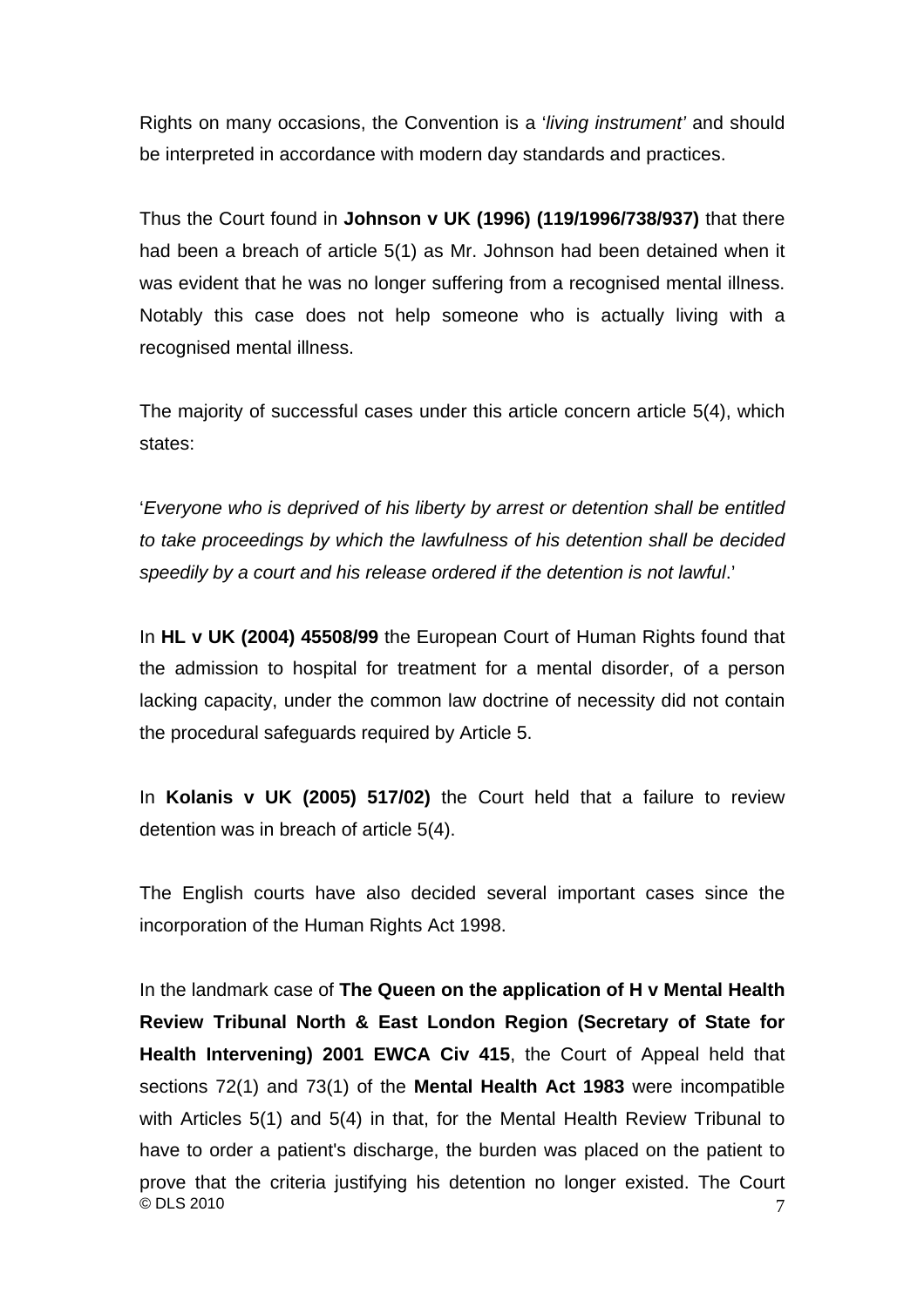Rights on many occasions, the Convention is a '*living instrument'* and should be interpreted in accordance with modern day standards and practices.

Thus the Court found in **Johnson v UK (1996) (119/1996/738/937)** that there had been a breach of article 5(1) as Mr. Johnson had been detained when it was evident that he was no longer suffering from a recognised mental illness. Notably this case does not help someone who is actually living with a recognised mental illness.

The majority of successful cases under this article concern article 5(4), which states:

'*Everyone who is deprived of his liberty by arrest or detention shall be entitled to take proceedings by which the lawfulness of his detention shall be decided speedily by a court and his release ordered if the detention is not lawful*.'

In **HL v UK (2004) 45508/99** the European Court of Human Rights found that the admission to hospital for treatment for a mental disorder, of a person lacking capacity, under the common law doctrine of necessity did not contain the procedural safeguards required by Article 5.

In **Kolanis v UK (2005) 517/02)** the Court held that a failure to review detention was in breach of article 5(4).

The English courts have also decided several important cases since the incorporation of the Human Rights Act 1998.

In the landmark case of **The Queen on the application of H v Mental Health Review Tribunal North & East London Region (Secretary of State for Health Intervening) 2001 EWCA Civ 415**, the Court of Appeal held that sections 72(1) and 73(1) of the **Mental Health Act 1983** were incompatible with Articles 5(1) and 5(4) in that, for the Mental Health Review Tribunal to have to order a patient's discharge, the burden was placed on the patient to prove that the criteria justifying his detention no longer existed. The Court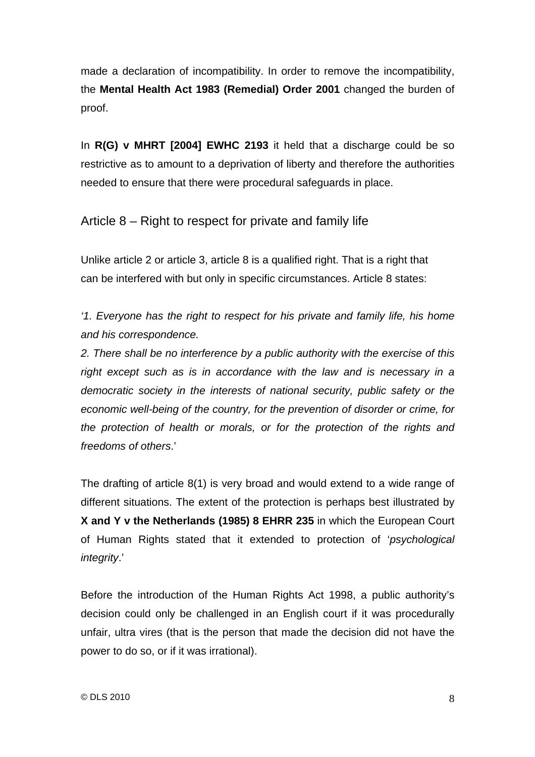made a declaration of incompatibility. In order to remove the incompatibility, the **Mental Health Act 1983 (Remedial) Order 2001** changed the burden of proof.

In **R(G) v MHRT [2004] EWHC 2193** it held that a discharge could be so restrictive as to amount to a deprivation of liberty and therefore the authorities needed to ensure that there were procedural safeguards in place.

## Article 8 – Right to respect for private and family life

Unlike article 2 or article 3, article 8 is a qualified right. That is a right that can be interfered with but only in specific circumstances. Article 8 states:

*'1. Everyone has the right to respect for his private and family life, his home and his correspondence.*
*2. There shall be no interference by a public authority with the exercise of this right except such as is in accordance with the law and is necessary in a democratic society in the interests of national security, public safety or the economic well-being of the country, for the prevention of disorder or crime, for the protection of health or morals, or for the protection of the rights and freedoms of others*.'

The drafting of article 8(1) is very broad and would extend to a wide range of different situations. The extent of the protection is perhaps best illustrated by **X and Y v the Netherlands (1985) 8 EHRR 235** in which the European Court of Human Rights stated that it extended to protection of '*psychological integrity*.'

Before the introduction of the Human Rights Act 1998, a public authority's decision could only be challenged in an English court if it was procedurally unfair, ultra vires (that is the person that made the decision did not have the power to do so, or if it was irrational).

© DLS 2010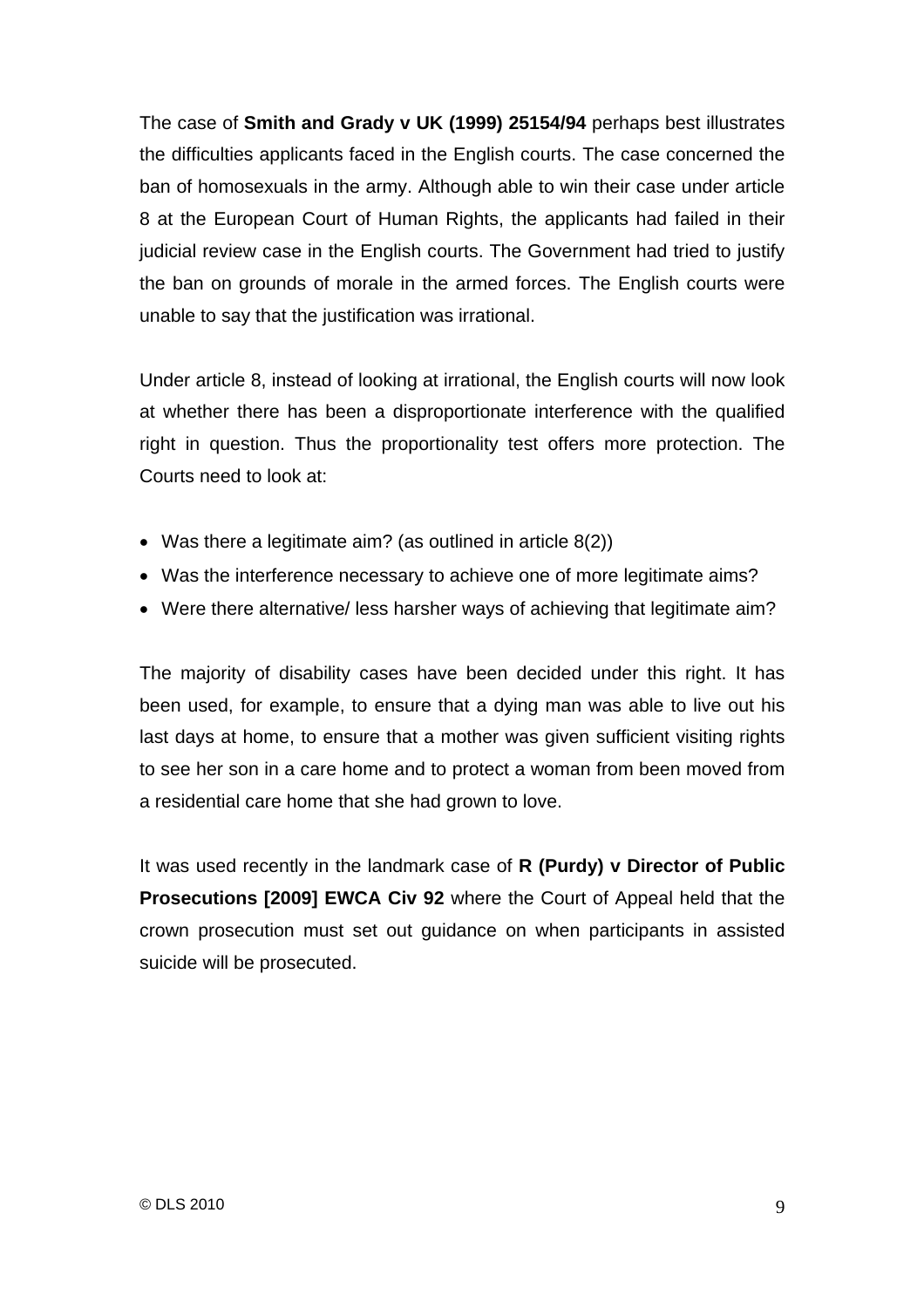The case of **Smith and Grady v UK (1999) 25154/94** perhaps best illustrates the difficulties applicants faced in the English courts. The case concerned the ban of homosexuals in the army. Although able to win their case under article 8 at the European Court of Human Rights, the applicants had failed in their judicial review case in the English courts. The Government had tried to justify the ban on grounds of morale in the armed forces. The English courts were unable to say that the justification was irrational.

Under article 8, instead of looking at irrational, the English courts will now look at whether there has been a disproportionate interference with the qualified right in question. Thus the proportionality test offers more protection. The Courts need to look at:

- Was there a legitimate aim? (as outlined in article 8(2))
- Was the interference necessary to achieve one of more legitimate aims?
- Were there alternative/ less harsher ways of achieving that legitimate aim?

The majority of disability cases have been decided under this right. It has been used, for example, to ensure that a dying man was able to live out his last days at home, to ensure that a mother was given sufficient visiting rights to see her son in a care home and to protect a woman from been moved from a residential care home that she had grown to love.

It was used recently in the landmark case of **R (Purdy) v Director of Public Prosecutions [2009] EWCA Civ 92** where the Court of Appeal held that the crown prosecution must set out guidance on when participants in assisted suicide will be prosecuted.

© DLS 2010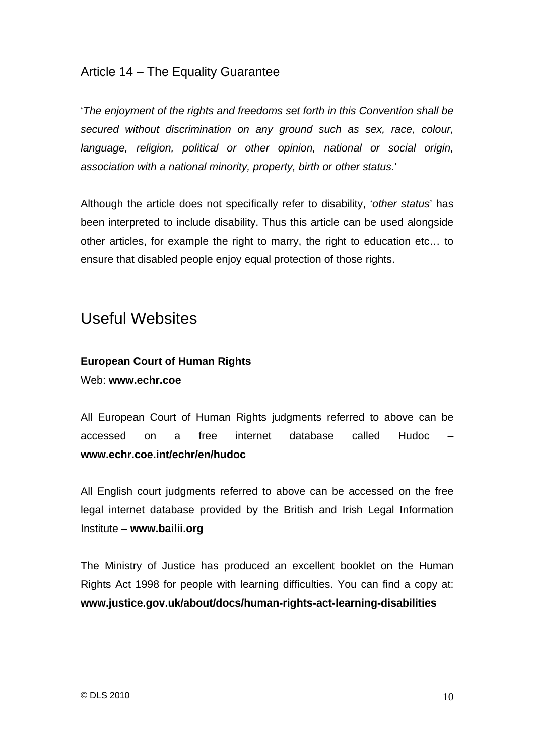### Article 14 – The Equality Guarantee

'*The enjoyment of the rights and freedoms set forth in this Convention shall be secured without discrimination on any ground such as sex, race, colour, language, religion, political or other opinion, national or social origin, association with a national minority, property, birth or other status*.'

Although the article does not specifically refer to disability, '*other status*' has been interpreted to include disability. Thus this article can be used alongside other articles, for example the right to marry, the right to education etc… to ensure that disabled people enjoy equal protection of those rights.

## Useful Websites

**European Court of Human Rights**
Web: **www.echr.coe**

All European Court of Human Rights judgments referred to above can be accessed on a free internet database called Hudoc – **www.echr.coe.int/echr/en/hudoc**

All English court judgments referred to above can be accessed on the free legal internet database provided by the British and Irish Legal Information Institute – **www.bailii.org**

The Ministry of Justice has produced an excellent booklet on the Human Rights Act 1998 for people with learning difficulties. You can find a copy at: **www.justice.gov.uk/about/docs/human-rights-act-learning-disabilities**

© DLS 2010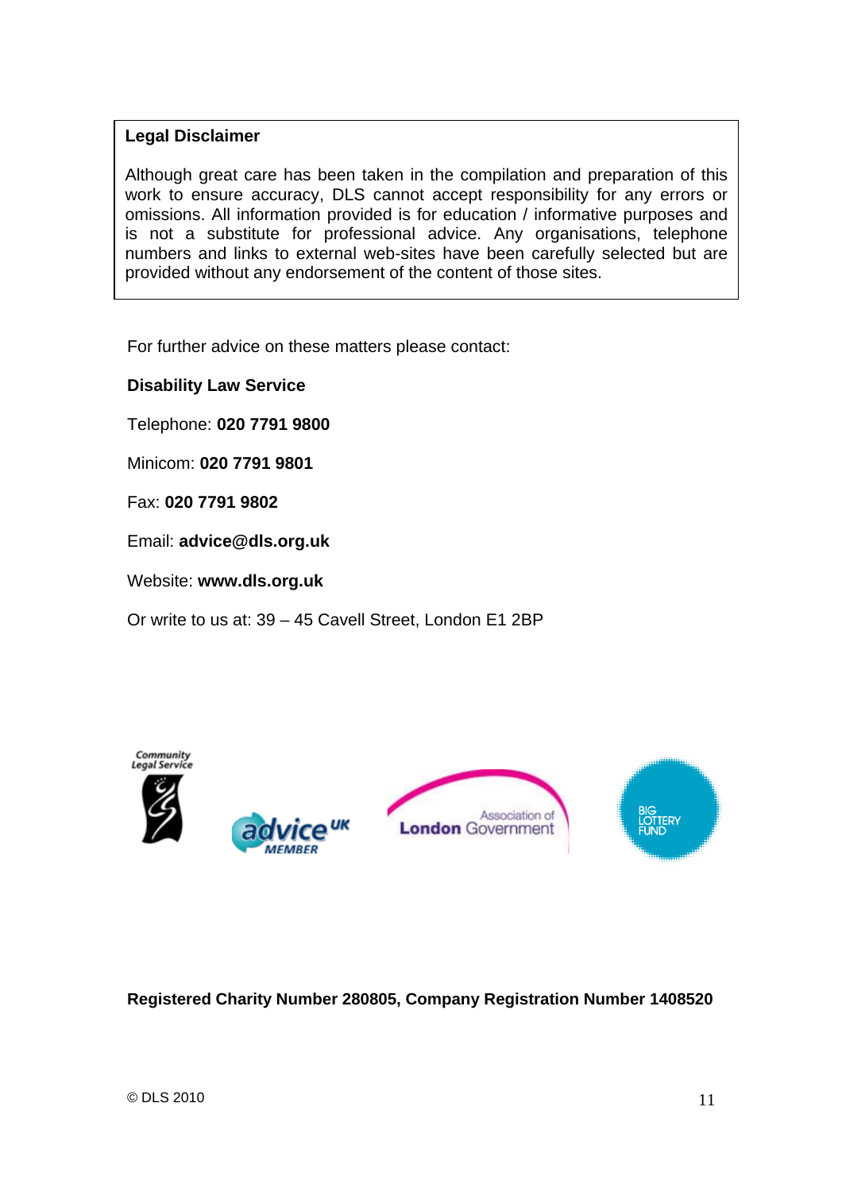**Legal Disclaimer**

Although great care has been taken in the compilation and preparation of this work to ensure accuracy, DLS cannot accept responsibility for any errors or omissions. All information provided is for education / informative purposes and is not a substitute for professional advice. Any organisations, telephone numbers and links to external web-sites have been carefully selected but are provided without any endorsement of the content of those sites.

For further advice on these matters please contact:

**Disability Law Service**

Telephone: **020 7791 9800**

Minicom: **020 7791 9801**

Fax: **020 7791 9802**

Email: **advice@dls.org.uk**

Website: **www.dls.org.uk**

Or write to us at: 39 – 45 Cavell Street, London E1 2BP

**Registered Charity Number 280805, Company Registration Number 1408520**

© DLS 2010